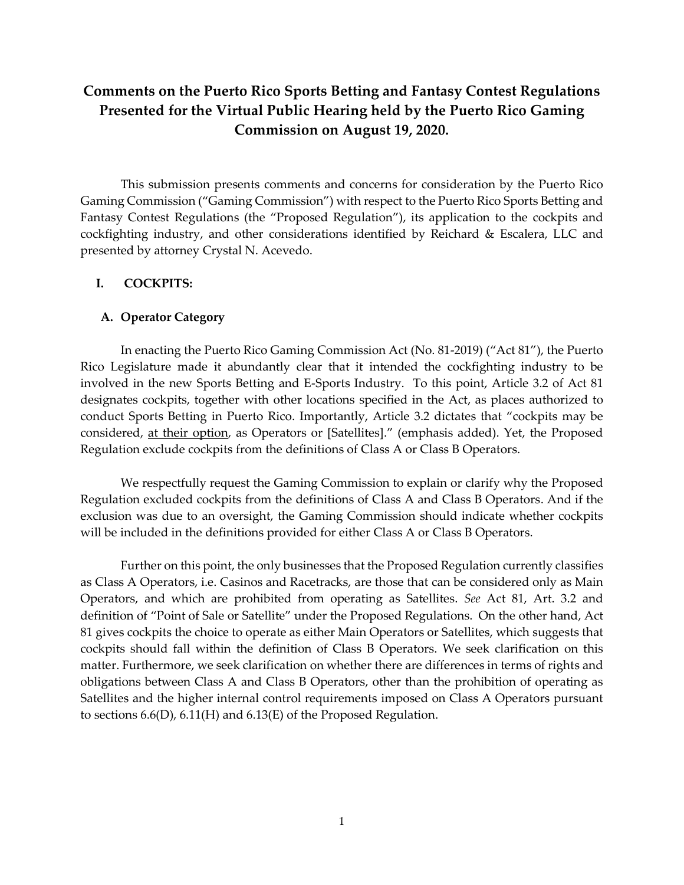# Comments on the Puerto Rico Sports Betting and Fantasy Contest Regulations Presented for the Virtual Public Hearing held by the Puerto Rico Gaming Commission on August 19, 2020.

This submission presents comments and concerns for consideration by the Puerto Rico Gaming Commission ("Gaming Commission") with respect to the Puerto Rico Sports Betting and Fantasy Contest Regulations (the "Proposed Regulation"), its application to the cockpits and cockfighting industry, and other considerations identified by Reichard & Escalera, LLC and presented by attorney Crystal N. Acevedo.

## I. COCKPITS:

### A. Operator Category

In enacting the Puerto Rico Gaming Commission Act (No. 81-2019) ("Act 81"), the Puerto Rico Legislature made it abundantly clear that it intended the cockfighting industry to be involved in the new Sports Betting and E-Sports Industry. To this point, Article 3.2 of Act 81 designates cockpits, together with other locations specified in the Act, as places authorized to conduct Sports Betting in Puerto Rico. Importantly, Article 3.2 dictates that "cockpits may be considered, <u>at their option</u>, as Operators or [Satellites]." (emphasis added). Yet, the Proposed Regulation exclude cockpits from the definitions of Class A or Class B Operators.

We respectfully request the Gaming Commission to explain or clarify why the Proposed Regulation excluded cockpits from the definitions of Class A and Class B Operators. And if the exclusion was due to an oversight, the Gaming Commission should indicate whether cockpits will be included in the definitions provided for either Class A or Class B Operators.

Further on this point, the only businesses that the Proposed Regulation currently classifies as Class A Operators, i.e. Casinos and Racetracks, are those that can be considered only as Main Operators, and which are prohibited from operating as Satellites. *See* Act 81, Art. 3.2 and definition of "Point of Sale or Satellite" under the Proposed Regulations. On the other hand, Act 81 gives cockpits the choice to operate as either Main Operators or Satellites, which suggests that cockpits should fall within the definition of Class B Operators. We seek clarification on this matter. Furthermore, we seek clarification on whether there are differences in terms of rights and obligations between Class A and Class B Operators, other than the prohibition of operating as Satellites and the higher internal control requirements imposed on Class A Operators pursuant to sections 6.6(D), 6.11(H) and 6.13(E) of the Proposed Regulation.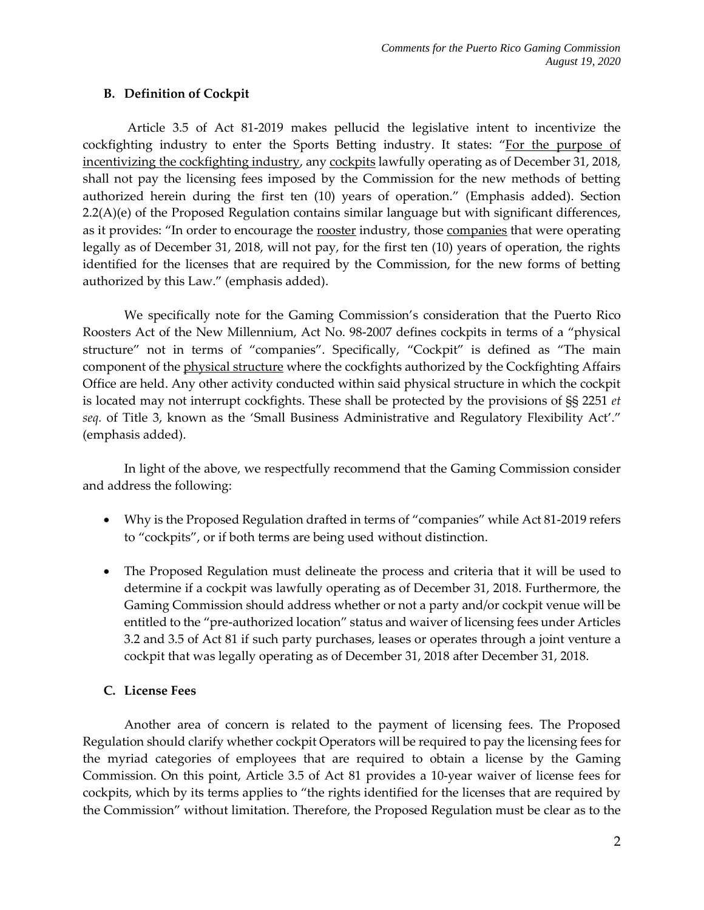### B. Definition of Cockpit

Article 3.5 of Act 81-2019 makes pellucid the legislative intent to incentivize the cockfighting industry to enter the Sports Betting industry. It states: "<u>For the purpose of incentivizing the cockfighting industry</u>, any <u>cockpits</u> lawfully operating as of December 31, 2018, shall not pay the licensing fees imposed by the Commission for the new methods of betting authorized herein during the first ten (10) years of operation." (Emphasis added). Section 2.2(A)(e) of the Proposed Regulation contains similar language but with significant differences, as it provides: "In order to encourage the <u>rooster</u> industry, those <u>companies</u> that were operating legally as of December 31, 2018, will not pay, for the first ten (10) years of operation, the rights identified for the licenses that are required by the Commission, for the new forms of betting authorized by this Law." (emphasis added).

We specifically note for the Gaming Commission's consideration that the Puerto Rico Roosters Act of the New Millennium, Act No. 98-2007 defines cockpits in terms of a "physical structure" not in terms of "companies". Specifically, "Cockpit" is defined as "The main component of the <u>physical structure</u> where the cockfights authorized by the Cockfighting Affairs Office are held. Any other activity conducted within said physical structure in which the cockpit is located may not interrupt cockfights. These shall be protected by the provisions of §§ 2251 *et seq*. of Title 3, known as the 'Small Business Administrative and Regulatory Flexibility Act'." (emphasis added).

In light of the above, we respectfully recommend that the Gaming Commission consider and address the following:

- Why is the Proposed Regulation drafted in terms of "companies" while Act 81-2019 refers to "cockpits", or if both terms are being used without distinction.
- The Proposed Regulation must delineate the process and criteria that it will be used to determine if a cockpit was lawfully operating as of December 31, 2018. Furthermore, the Gaming Commission should address whether or not a party and/or cockpit venue will be entitled to the "pre-authorized location" status and waiver of licensing fees under Articles 3.2 and 3.5 of Act 81 if such party purchases, leases or operates through a joint venture a cockpit that was legally operating as of December 31, 2018 after December 31, 2018.

### C. License Fees

Another area of concern is related to the payment of licensing fees. The Proposed Regulation should clarify whether cockpit Operators will be required to pay the licensing fees for the myriad categories of employees that are required to obtain a license by the Gaming Commission. On this point, Article 3.5 of Act 81 provides a 10-year waiver of license fees for cockpits, which by its terms applies to "the rights identified for the licenses that are required by the Commission" without limitation. Therefore, the Proposed Regulation must be clear as to the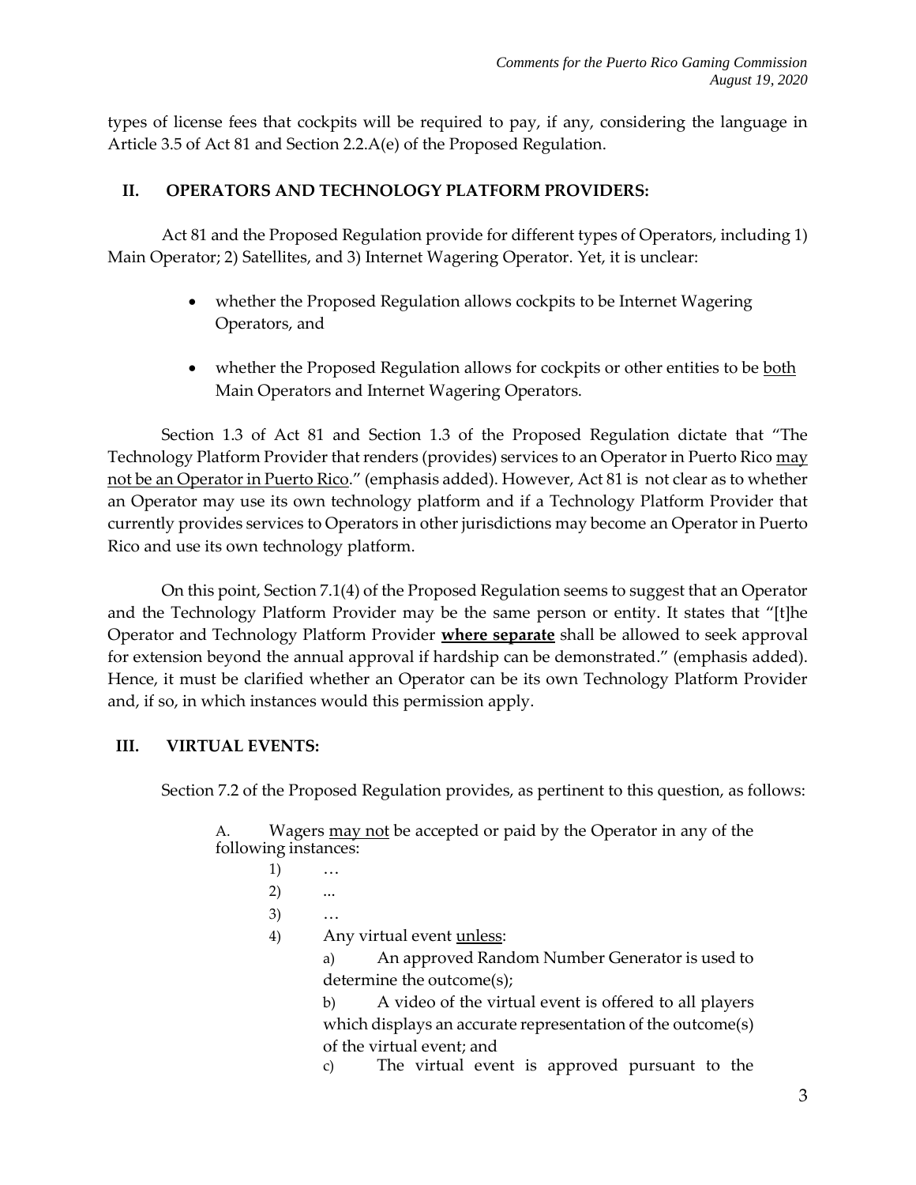types of license fees that cockpits will be required to pay, if any, considering the language in Article 3.5 of Act 81 and Section 2.2.A(e) of the Proposed Regulation.

## II. OPERATORS AND TECHNOLOGY PLATFORM PROVIDERS:

Act 81 and the Proposed Regulation provide for different types of Operators, including 1) Main Operator; 2) Satellites, and 3) Internet Wagering Operator. Yet, it is unclear:

- whether the Proposed Regulation allows cockpits to be Internet Wagering Operators, and
- whether the Proposed Regulation allows for cockpits or other entities to be <u>both</u> Main Operators and Internet Wagering Operators.

Section 1.3 of Act 81 and Section 1.3 of the Proposed Regulation dictate that "The Technology Platform Provider that renders (provides) services to an Operator in Puerto Rico <u>may not be an Operator in Puerto Rico</u>." (emphasis added). However, Act 81 is not clear as to whether an Operator may use its own technology platform and if a Technology Platform Provider that currently provides services to Operators in other jurisdictions may become an Operator in Puerto Rico and use its own technology platform.

On this point, Section 7.1(4) of the Proposed Regulation seems to suggest that an Operator and the Technology Platform Provider may be the same person or entity. It states that "[t]he Operator and Technology Platform Provider **<u>where separate</u>** shall be allowed to seek approval for extension beyond the annual approval if hardship can be demonstrated." (emphasis added). Hence, it must be clarified whether an Operator can be its own Technology Platform Provider and, if so, in which instances would this permission apply.

## III. VIRTUAL EVENTS:

Section 7.2 of the Proposed Regulation provides, as pertinent to this question, as follows:

> A. Wagers <u>may not</u> be accepted or paid by the Operator in any of the following instances:
>
> 1) …
> 2) ...
> 3) …
> 4) Any virtual event <u>unless</u>:
>
>    a) An approved Random Number Generator is used to determine the outcome(s);
>
>    b) A video of the virtual event is offered to all players which displays an accurate representation of the outcome(s) of the virtual event; and
>
>    c) The virtual event is approved pursuant to the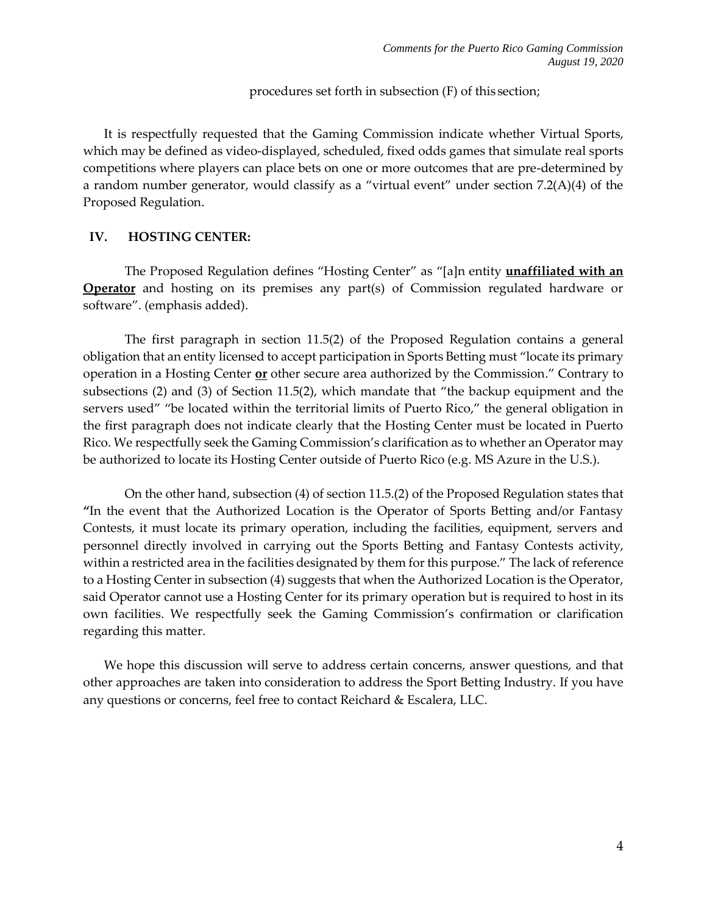procedures set forth in subsection (F) of this section;

It is respectfully requested that the Gaming Commission indicate whether Virtual Sports, which may be defined as video-displayed, scheduled, fixed odds games that simulate real sports competitions where players can place bets on one or more outcomes that are pre-determined by a random number generator, would classify as a "virtual event" under section 7.2(A)(4) of the Proposed Regulation.

## IV. HOSTING CENTER:

The Proposed Regulation defines "Hosting Center" as "[a]n entity **unaffiliated with an Operator** and hosting on its premises any part(s) of Commission regulated hardware or software". (emphasis added).

The first paragraph in section 11.5(2) of the Proposed Regulation contains a general obligation that an entity licensed to accept participation in Sports Betting must "locate its primary operation in a Hosting Center **or** other secure area authorized by the Commission." Contrary to subsections (2) and (3) of Section 11.5(2), which mandate that "the backup equipment and the servers used" "be located within the territorial limits of Puerto Rico," the general obligation in the first paragraph does not indicate clearly that the Hosting Center must be located in Puerto Rico. We respectfully seek the Gaming Commission's clarification as to whether an Operator may be authorized to locate its Hosting Center outside of Puerto Rico (e.g. MS Azure in the U.S.).

On the other hand, subsection (4) of section 11.5.(2) of the Proposed Regulation states that "In the event that the Authorized Location is the Operator of Sports Betting and/or Fantasy Contests, it must locate its primary operation, including the facilities, equipment, servers and personnel directly involved in carrying out the Sports Betting and Fantasy Contests activity, within a restricted area in the facilities designated by them for this purpose." The lack of reference to a Hosting Center in subsection (4) suggests that when the Authorized Location is the Operator, said Operator cannot use a Hosting Center for its primary operation but is required to host in its own facilities. We respectfully seek the Gaming Commission's confirmation or clarification regarding this matter.

We hope this discussion will serve to address certain concerns, answer questions, and that other approaches are taken into consideration to address the Sport Betting Industry. If you have any questions or concerns, feel free to contact Reichard & Escalera, LLC.